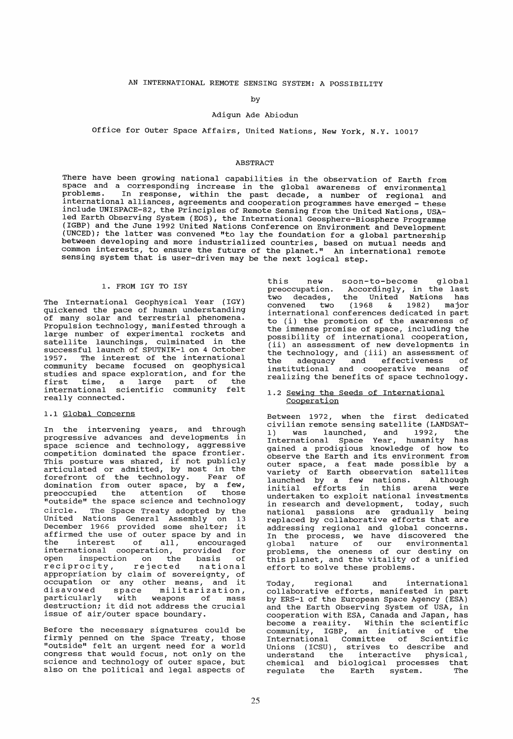# AN INTERNATIONAL REMOTE SENSING SYSTEM: A POSSIBILITY

by

Adigun Ade Abiodun

Office for Outer Space Affairs, United Nations, New York, N.Y. 10017

## ABSTRACT

There have been growing national capabilities in the observation of Earth from space and a corresponding increase in the global awareness of environmental problems. In response, within the past decade, a number of regional and international alliances, agreements and cooperation programmes have emerged - these include UNISPACE-82, the Principles of Remote Sensing from the United Nations, USA-led Earth Observing System (EOS), the International Geosphere-Biosphere Programme (IGBP) and the June 1992 United Nations Conference on Environment and Development (UNCED); the latter was convened "to lay the foundation for a global partnership between developing and more industrialized countries, based on mutual needs and common interests, to ensure the future of the planet." An international remote sensing system that is user-driven may be the next logical step.

## 1. FROM IGY TO ISY

The International Geophysical Year (IGY) quickened the pace of human understanding of many solar and terrestrial phenomena. Propulsion technology, manifested through a large number of experimental rockets and satellite launchings, culminated in the successful launch of SPUTNIK-1 on 4 October 1957. The interest of the international community became focused on geophysical studies and space exploration, and for the first time, a large part of the international scientific community felt really connected.

### 1.1 Global Concerns

In the intervening years, and through progressive advances and developments in space science and technology, aggressive competition dominated the space frontier. This posture was shared, if not publicly articulated or admitted, by most in the forefront of the technology. Fear of domination from outer space, by a few, preoccupied the attention of those "outside" the space science and technology circle. The Space Treaty adopted by the United Nations General Assembly on 13 December 1966 provided some shelter; it affirmed the use of outer space by and in the interest of all, encouraged international cooperation, provided for open inspection on the basis of reciprocity, rejected national appropriation by claim of sovereignty, of occupation or any other means, and it disavowed space militarization, particularly with weapons of mass destruction; it did not address the crucial issue of air/outer space boundary.

Before the necessary signatures could be firmly penned on the Space Treaty, those "outside" felt an urgent need for a world congress that would focus, not only on the science and technology of outer space, but also on the political and legal aspects of this new soon-to-become global preoccupation. Accordingly, in the last two decades, the United Nations has convened two (1968 & 1982) major international conferences dedicated in part to (i) the promotion of the awareness of the immense promise of space, including the possibility of international cooperation, (ii) an assessment of new developments in the technology, and (iii) an assessment of the adequacy and effectiveness of institutional and cooperative means of realizing the benefits of space technology.

### 1.2 Sewing the Seeds of International Cooperation

Between 1972, when the first dedicated civilian remote sensing satellite (LANDSAT-1) was launched, and 1992, the International Space Year, humanity has gained a prodigious knowledge of how to observe the Earth and its environment from outer space, a feat made possible by a variety of Earth observation satellites launched by a few nations. Although initial efforts in this arena were undertaken to exploit national investments in research and development, today, such national passions are gradually being replaced by collaborative efforts that are addressing regional and global concerns. In the process, we have discovered the global nature of our environmental problems, the oneness of our destiny on this planet, and the vitality of a unified effort to solve these problems.

Today, regional and international collaborative efforts, manifested in part by ERS-1 of the European Space Agency (ESA) and the Earth Observing System of USA, in cooperation with ESA, Canada and Japan, has become a reality. Within the scientific community, IGBP, an initiative of the International Committee of Scientific Unions (ICSU), strives to describe and understand the interactive physical, chemical and biological processes that regulate the Earth system. The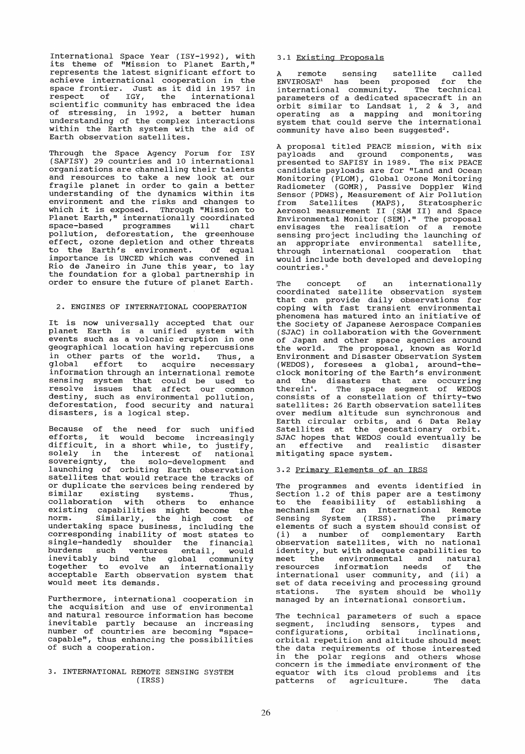International Space Year (ISY-1992), with its theme of "Mission to Planet Earth," represents the latest significant effort to achieve international cooperation in the space frontier. Just as it did in 1957 in respect of IGY, the international scientific community has embraced the idea of stressing, in 1992, a better human understanding of the complex interactions within the Earth system with the aid of Earth observation satellites.

Through the Space Agency Forum for ISY (SAFISY) 29 countries and 10 international organizations are channelling their talents and resources to take a new look at our fragile planet in order to gain a better understanding of the dynamics within its environment and the risks and changes to which it is exposed. Through "Mission to Planet Earth," internationally coordinated space-based programmes will chart pollution, deforestation, the greenhouse effect, ozone depletion and other threats to the Earth's environment. Of equal importance is UNCED which was convened in Rio de Janeiro in June this year, to lay the foundation for a global partnership in order to ensure the future of planet Earth.

## 2. ENGINES OF INTERNATIONAL COOPERATION

It is now universally accepted that our planet Earth is a unified system with events such as a volcanic eruption in one geographical location having repercussions in other parts of the world. Thus, a global effort to acquire necessary information through an international remote sensing system that could be used to resolve issues that affect our common destiny, such as environmental pollution, deforestation, food security and natural disasters, is a logical step.

Because of the need for such unified efforts, it would become increasingly difficult, in a short while, to justify, solely in the interest of national sovereignty, the solo-development and launching of orbiting Earth observation satellites that would retrace the tracks of or duplicate the services being rendered by similar existing systems. Thus, collaboration with others to enhance existing capabilities might become the norm. Similarly, the high cost of undertaking space business, including the corresponding inability of most states to single-handedly shoulder the financial burdens such ventures entail, would inevitably bind the global community together to evolve an internationally acceptable Earth observation system that would meet its demands.

Furthermore, international cooperation in the acquisition and use of environmental and natural resource information has become inevitable partly because an increasing number of countries are becoming "space-capable", thus enhancing the possibilities of such a cooperation.

## 3. INTERNATIONAL REMOTE SENSING SYSTEM (IRSS)

### 3.1 Existing Proposals

A remote sensing satellite called ENVIROSAT[1] has been proposed for the international community. The technical parameters of a dedicated spacecraft in an orbit similar to Landsat 1, 2 & 3, and operating as a mapping and monitoring system that could serve the international community have also been suggested[2].

A proposal titled PEACE mission, with six payloads and ground components, was presented to SAFISY in 1989. The six PEACE candidate payloads are for "Land and Ocean Monitoring (PLOM), Global Ozone Monitoring Radiometer (GOMR), Passive Doppler Wind Sensor (PDWS), Measurement of Air Pollution from Satellites (MAPS), Stratospheric Aerosol measurement II (SAM II) and Space Environmental Monitor (SEM)." The proposal envisages the realisation of a remote sensing project including the launching of an appropriate environmental satellite, through international cooperation that would include both developed and developing countries.[3]

The concept of an internationally coordinated satellite observation system that can provide daily observations for coping with fast transient environmental phenomena has matured into an initiative of the Society of Japanese Aerospace Companies (SJAC) in collaboration with the Government of Japan and other space agencies around the world. The proposal, known as World Environment and Disaster Observation System (WEDOS), foresees a global, around-the-clock monitoring of the Earth's environment and the disasters that are occurring therein[4]. The space segment of WEDOS consists of a constellation of thirty-two satellites: 26 Earth observation satellites over medium altitude sun synchronous and Earth circular orbits, and 6 Data Relay Satellites at the geostationary orbit. SJAC hopes that WEDOS could eventually be an effective and realistic disaster mitigating space system.

### 3.2 Primary Elements of an IRSS

The programmes and events identified in Section 1.2 of this paper are a testimony to the feasibility of establishing a mechanism for an International Remote Sensing System (IRSS). The primary elements of such a system should consist of (i) a number of complementary Earth observation satellites, with no national identity, but with adequate capabilities to meet the environmental and natural resources information needs of the international user community, and (ii) a set of data receiving and processing ground stations. The system should be wholly managed by an international consortium.

The technical parameters of such a space segment, including sensors, types and configurations, orbital inclinations, orbital repetition and altitude should meet the data requirements of those interested in the polar regions and others whose concern is the immediate environment of the equator with its cloud problems and its patterns of agriculture. The data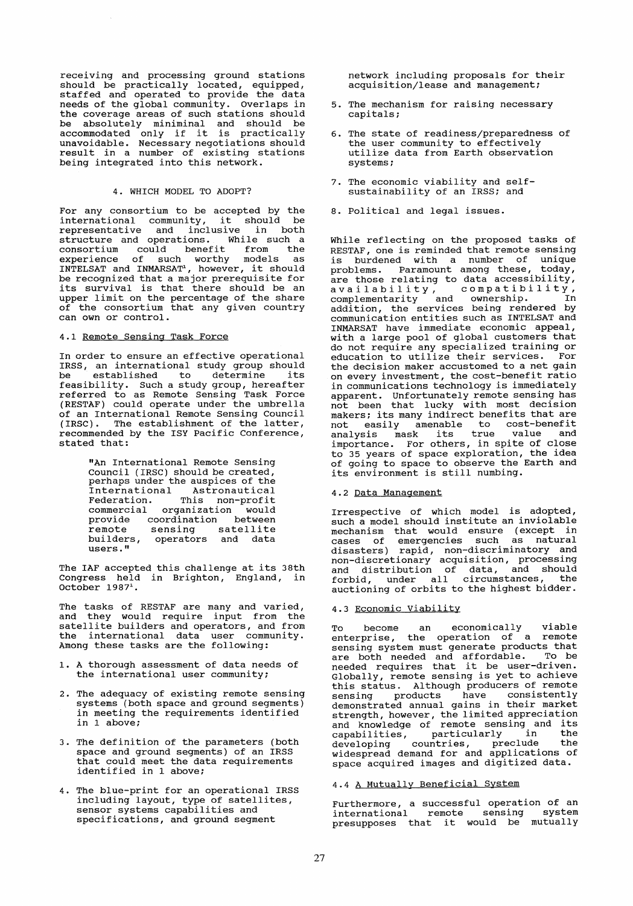receiving and processing ground stations should be practically located, equipped, staffed and operated to provide the data needs of the global community. Overlaps in the coverage areas of such stations should be absolutely miniminal and should be accommodated only if it is practically unavoidable. Necessary negotiations should result in a number of existing stations being integrated into this network.

## 4. WHICH MODEL TO ADOPT?

For any consortium to be accepted by the international community, it should be representative and inclusive in both structure and operations. While such a consortium could benefit from the experience of such worthy models as INTELSAT and INMARSAT[1], however, it should be recognized that a major prerequisite for its survival is that there should be an upper limit on the percentage of the share of the consortium that any given country can own or control.

### 4.1 Remote Sensing Task Force

In order to ensure an effective operational IRSS, an international study group should be established to determine its feasibility. Such a study group, hereafter referred to as Remote Sensing Task Force (RESTAF) could operate under the umbrella of an International Remote Sensing Council (IRSC). The establishment of the latter, recommended by the ISY Pacific Conference, stated that:

> "An International Remote Sensing Council (IRSC) should be created, perhaps under the auspices of the International Astronautical Federation. This non-profit commercial organization would provide coordination between remote sensing satellite builders, operators and data users."

The IAF accepted this challenge at its 38th Congress held in Brighton, England, in October 1987[1].

The tasks of RESTAF are many and varied, and they would require input from the satellite builders and operators, and from the international data user community. Among these tasks are the following:

1. A thorough assessment of data needs of the international user community;
2. The adequacy of existing remote sensing systems (both space and ground segments) in meeting the requirements identified in 1 above;
3. The definition of the parameters (both space and ground segments) of an IRSS that could meet the data requirements identified in 1 above;
4. The blue-print for an operational IRSS including layout, type of satellites, sensor systems capabilities and specifications, and ground segment network including proposals for their acquisition/lease and management;
5. The mechanism for raising necessary capitals;
6. The state of readiness/preparedness of the user community to effectively utilize data from Earth observation systems;
7. The economic viability and self-sustainability of an IRSS; and
8. Political and legal issues.

While reflecting on the proposed tasks of RESTAF, one is reminded that remote sensing is burdened with a number of unique problems. Paramount among these, today, are those relating to data accessibility, availability, compatibility, complementarity and ownership. In addition, the services being rendered by communication entities such as INTELSAT and INMARSAT have immediate economic appeal, with a large pool of global customers that do not require any specialized training or education to utilize their services. For the decision maker accustomed to a net gain on every investment, the cost-benefit ratio in communications technology is immediately apparent. Unfortunately remote sensing has not been that lucky with most decision makers; its many indirect benefits that are not easily amenable to cost-benefit analysis mask its true value and importance. For others, in spite of close to 35 years of space exploration, the idea of going to space to observe the Earth and its environment is still numbing.

### 4.2 Data Management

Irrespective of which model is adopted, such a model should institute an inviolable mechanism that would ensure (except in cases of emergencies such as natural disasters) rapid, non-discriminatory and non-discretionary acquisition, processing and distribution of data, and should forbid, under all circumstances, the auctioning of orbits to the highest bidder.

### 4.3 Economic Viability

To become an economically viable enterprise, the operation of a remote sensing system must generate products that are both needed and affordable. To be needed requires that it be user-driven. Globally, remote sensing is yet to achieve this status. Although producers of remote sensing products have consistently demonstrated annual gains in their market strength, however, the limited appreciation and knowledge of remote sensing and its capabilities, particularly in the developing countries, preclude the widespread demand for and applications of space acquired images and digitized data.

### 4.4 A Mutually Beneficial System

Furthermore, a successful operation of an international remote sensing system presupposes that it would be mutually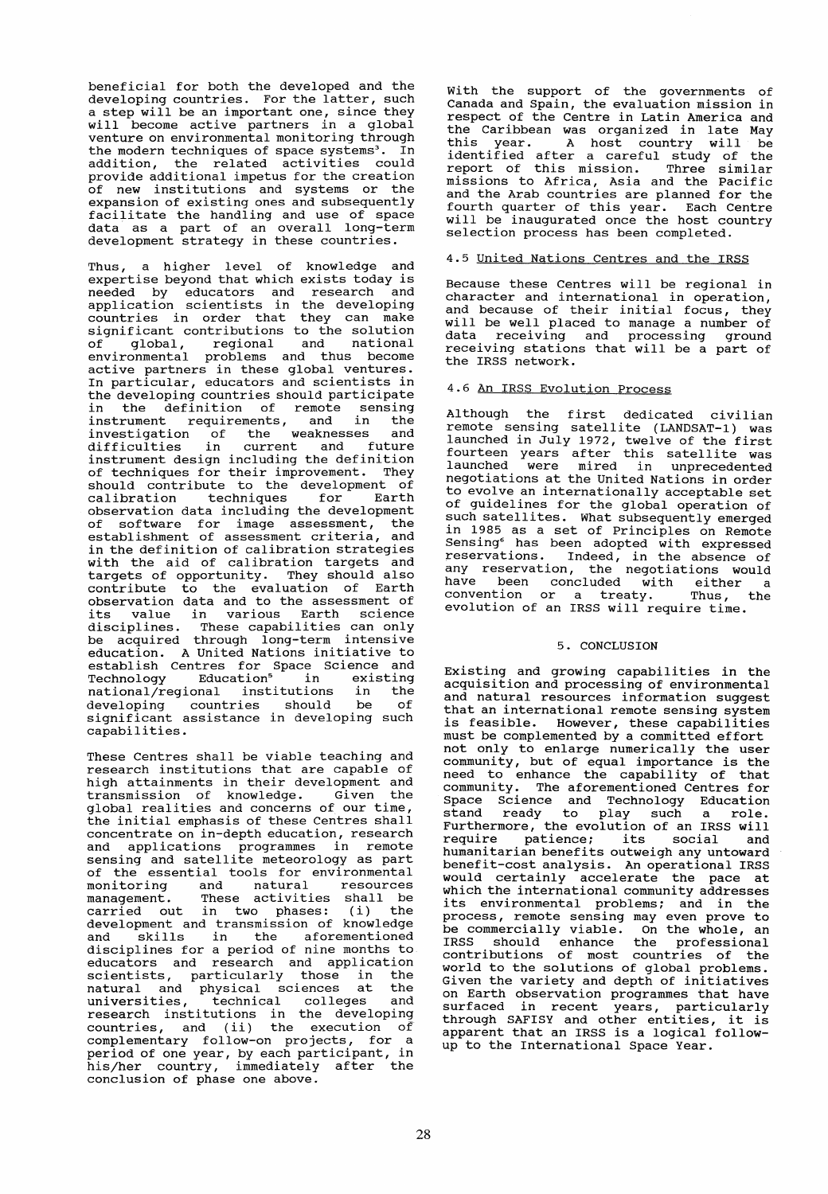beneficial for both the developed and the developing countries. For the latter, such a step will be an important one, since they will become active partners in a global venture on environmental monitoring through the modern techniques of space systems[3]. In addition, the related activities could provide additional impetus for the creation of new institutions and systems or the expansion of existing ones and subsequently facilitate the handling and use of space data as a part of an overall long-term development strategy in these countries.

Thus, a higher level of knowledge and expertise beyond that which exists today is needed by educators and research and application scientists in the developing countries in order that they can make significant contributions to the solution of global, regional and national environmental problems and thus become active partners in these global ventures. In particular, educators and scientists in the developing countries should participate in the definition of remote sensing instrument requirements, and in the investigation of the weaknesses and difficulties in current and future instrument design including the definition of techniques for their improvement. They should contribute to the development of calibration techniques for Earth observation data including the development of software for image assessment, the establishment of assessment criteria, and in the definition of calibration strategies with the aid of calibration targets and targets of opportunity. They should also contribute to the evaluation of Earth observation data and to the assessment of its value in various Earth science disciplines. These capabilities can only be acquired through long-term intensive education. A United Nations initiative to establish Centres for Space Science and Technology Education[5] in existing national/regional institutions in the developing countries should be of significant assistance in developing such capabilities.

These Centres shall be viable teaching and research institutions that are capable of high attainments in their development and transmission of knowledge. Given the global realities and concerns of our time, the initial emphasis of these Centres shall concentrate on in-depth education, research and applications programmes in remote sensing and satellite meteorology as part of the essential tools for environmental monitoring and natural resources management. These activities shall be carried out in two phases: (i) the development and transmission of knowledge and skills in the aforementioned disciplines for a period of nine months to educators and research and application scientists, particularly those in the natural and physical sciences at the universities, technical colleges and research institutions in the developing countries, and (ii) the execution of complementary follow-on projects, for a period of one year, by each participant, in his/her country, immediately after the conclusion of phase one above.

With the support of the governments of Canada and Spain, the evaluation mission in respect of the Centre in Latin America and the Caribbean was organized in late May this year. A host country will be identified after a careful study of the report of this mission. Three similar missions to Africa, Asia and the Pacific and the Arab countries are planned for the fourth quarter of this year. Each Centre will be inaugurated once the host country selection process has been completed.

### 4.5 United Nations Centres and the IRSS

Because these Centres will be regional in character and international in operation, and because of their initial focus, they will be well placed to manage a number of data receiving and processing ground receiving stations that will be a part of the IRSS network.

### 4.6 An IRSS Evolution Process

Although the first dedicated civilian remote sensing satellite (LANDSAT-1) was launched in July 1972, twelve of the first fourteen years after this satellite was launched were mired in unprecedented negotiations at the United Nations in order to evolve an internationally acceptable set of guidelines for the global operation of such satellites. What subsequently emerged in 1985 as a set of Principles on Remote Sensing[6] has been adopted with expressed reservations. Indeed, in the absence of any reservation, the negotiations would have been concluded with either a convention or a treaty. Thus, the evolution of an IRSS will require time.

## 5. CONCLUSION

Existing and growing capabilities in the acquisition and processing of environmental and natural resources information suggest that an international remote sensing system is feasible. However, these capabilities must be complemented by a committed effort not only to enlarge numerically the user community, but of equal importance is the need to enhance the capability of that community. The aforementioned Centres for Space Science and Technology Education stand ready to play such a role. Furthermore, the evolution of an IRSS will require patience; its social and humanitarian benefits outweigh any untoward benefit-cost analysis. An operational IRSS would certainly accelerate the pace at which the international community addresses its environmental problems; and in the process, remote sensing may even prove to be commercially viable. On the whole, an IRSS should enhance the professional contributions of most countries of the world to the solutions of global problems. Given the variety and depth of initiatives on Earth observation programmes that have surfaced in recent years, particularly through SAFISY and other entities, it is apparent that an IRSS is a logical follow-up to the International Space Year.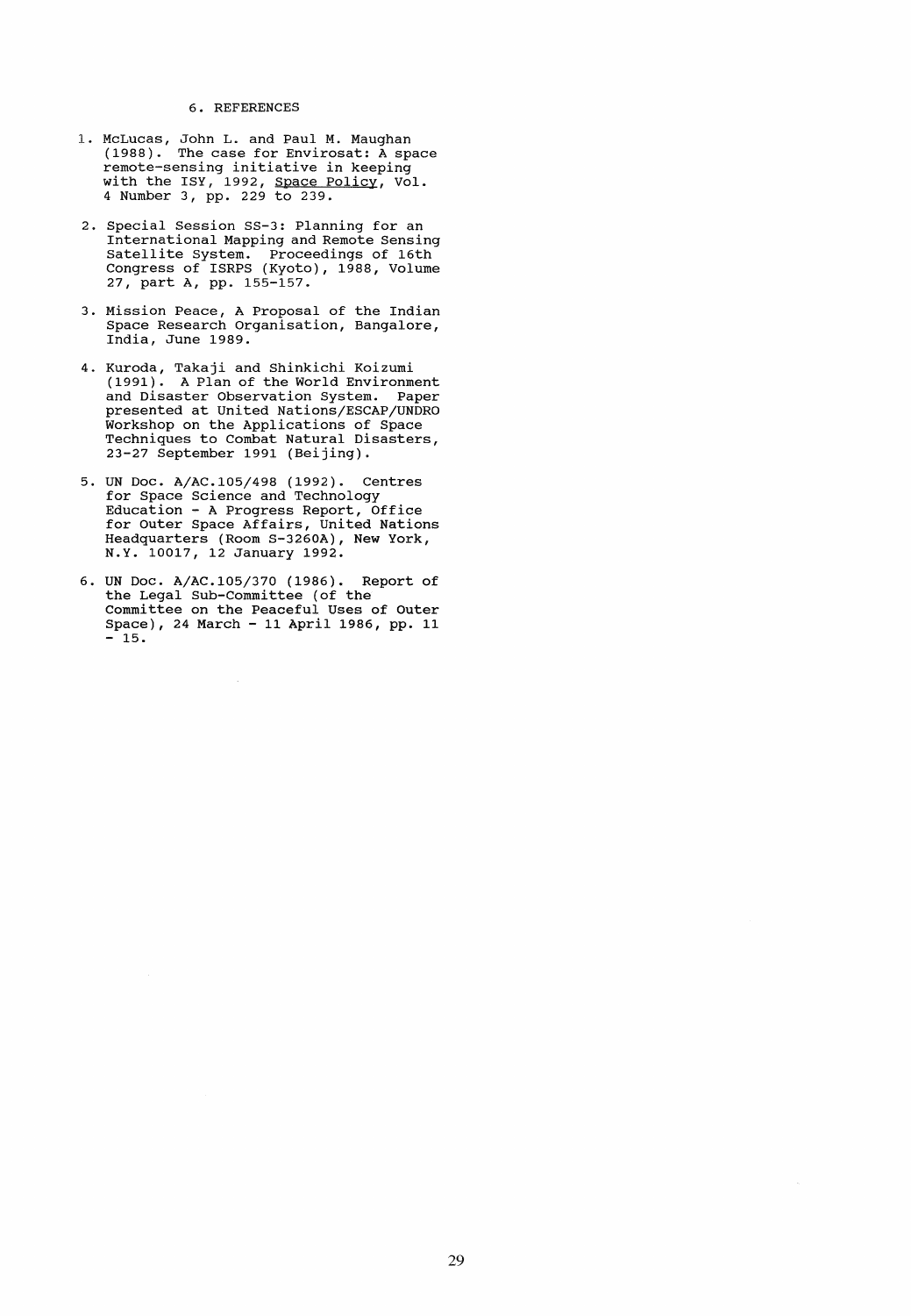## 6. REFERENCES

1. McLucas, John L. and Paul M. Maughan (1988). The case for Envirosat: A space remote-sensing initiative in keeping with the ISY, 1992, Space Policy, Vol. 4 Number 3, pp. 229 to 239.

2. Special Session SS-3: Planning for an International Mapping and Remote Sensing Satellite System. Proceedings of 16th Congress of ISRPS (Kyoto), 1988, Volume 27, part A, pp. 155-157.

3. Mission Peace, A Proposal of the Indian Space Research Organisation, Bangalore, India, June 1989.

4. Kuroda, Takaji and Shinkichi Koizumi (1991). A Plan of the World Environment and Disaster Observation System. Paper presented at United Nations/ESCAP/UNDRO Workshop on the Applications of Space Techniques to Combat Natural Disasters, 23-27 September 1991 (Beijing).

5. UN Doc. A/AC.105/498 (1992). Centres for Space Science and Technology Education - A Progress Report, Office for Outer Space Affairs, United Nations Headquarters (Room S-3260A), New York, N.Y. 10017, 12 January 1992.

6. UN Doc. A/AC.105/370 (1986). Report of the Legal Sub-Committee (of the Committee on the Peaceful Uses of Outer Space), 24 March - 11 April 1986, pp. 11 - 15.